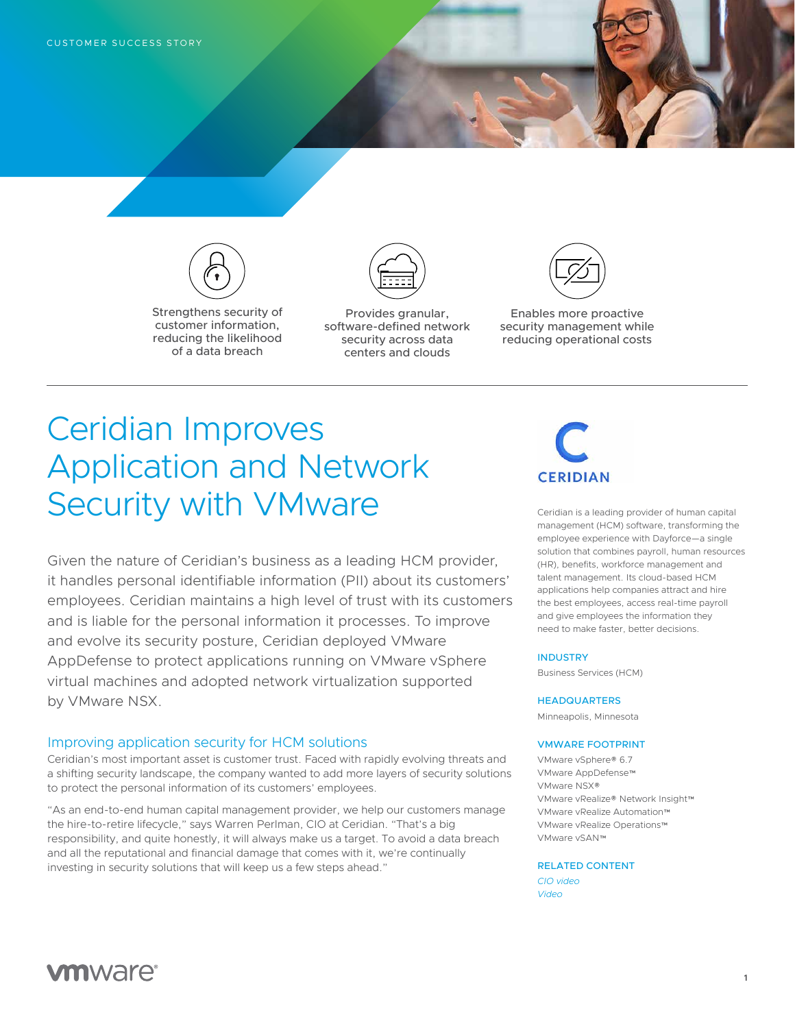CUSTOMER SUCCESS STORY

Strengthens security of customer information, reducing the likelihood of a data breach

Provides granular, software-defined network security across data centers and clouds

Enables more proactive security management while reducing operational costs

# Ceridian Improves Application and Network Security with VMware

Given the nature of Ceridian's business as a leading HCM provider, it handles personal identifiable information (PII) about its customers' employees. Ceridian maintains a high level of trust with its customers and is liable for the personal information it processes. To improve and evolve its security posture, Ceridian deployed VMware AppDefense to protect applications running on VMware vSphere virtual machines and adopted network virtualization supported by VMware NSX.

## Improving application security for HCM solutions

Ceridian's most important asset is customer trust. Faced with rapidly evolving threats and a shifting security landscape, the company wanted to add more layers of security solutions to protect the personal information of its customers' employees.

"As an end-to-end human capital management provider, we help our customers manage the hire-to-retire lifecycle," says Warren Perlman, CIO at Ceridian. "That's a big responsibility, and quite honestly, it will always make us a target. To avoid a data breach and all the reputational and financial damage that comes with it, we're continually investing in security solutions that will keep us a few steps ahead."

CERIDIAN

Ceridian is a leading provider of human capital management (HCM) software, transforming the employee experience with Dayforce—a single solution that combines payroll, human resources (HR), benefits, workforce management and talent management. Its cloud-based HCM applications help companies attract and hire the best employees, access real-time payroll and give employees the information they need to make faster, better decisions.

**INDUSTRY**

Business Services (HCM)

**HEADQUARTERS**

Minneapolis, Minnesota

**VMWARE FOOTPRINT**

VMware vSphere® 6.7
VMware AppDefense™
VMware NSX®
VMware vRealize® Network Insight™
VMware vRealize Automation™
VMware vRealize Operations™
VMware vSAN™

**RELATED CONTENT**

*CIO video*
*Video*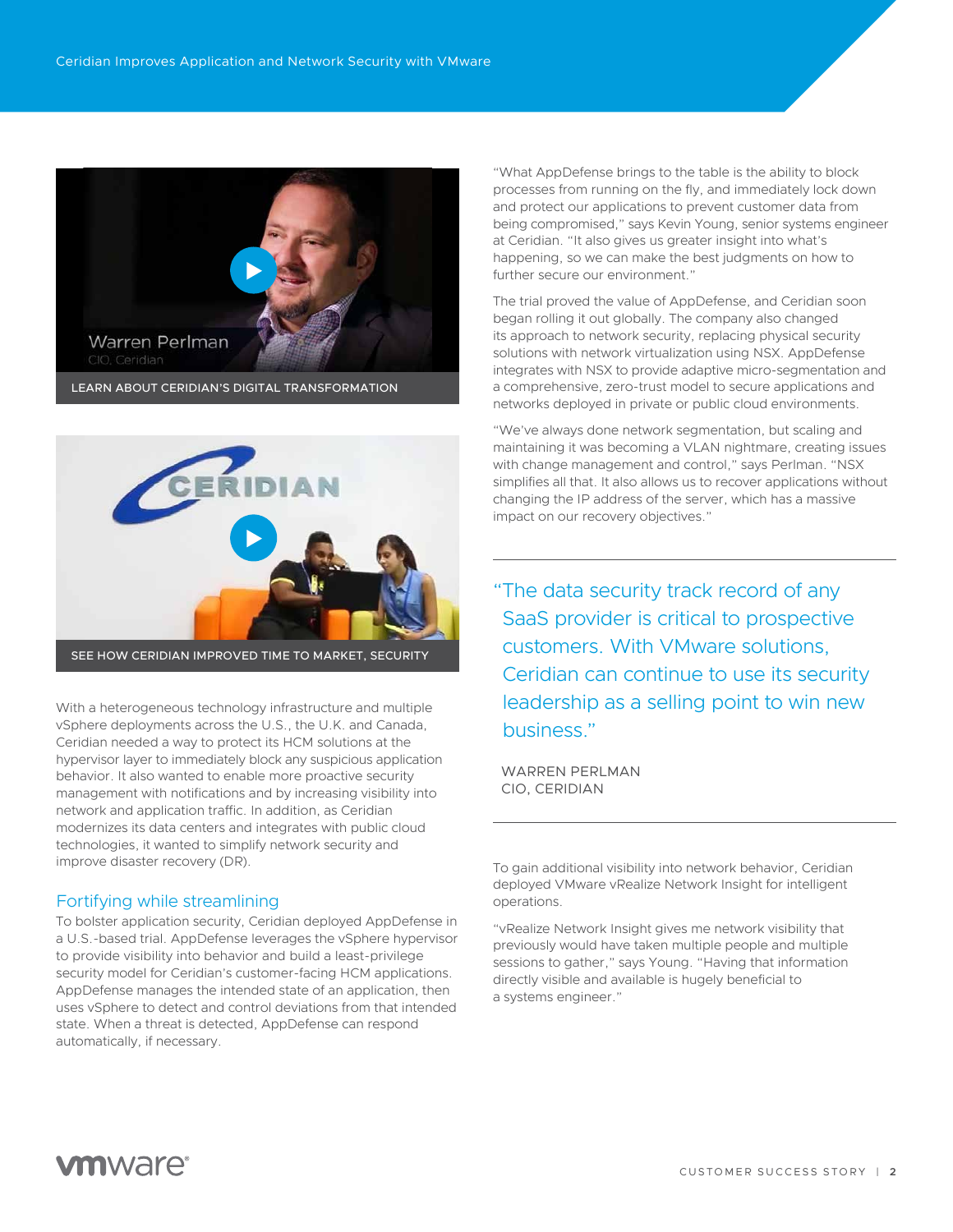LEARN ABOUT CERIDIAN'S DIGITAL TRANSFORMATION

SEE HOW CERIDIAN IMPROVED TIME TO MARKET, SECURITY

With a heterogeneous technology infrastructure and multiple vSphere deployments across the U.S., the U.K. and Canada, Ceridian needed a way to protect its HCM solutions at the hypervisor layer to immediately block any suspicious application behavior. It also wanted to enable more proactive security management with notifications and by increasing visibility into network and application traffic. In addition, as Ceridian modernizes its data centers and integrates with public cloud technologies, it wanted to simplify network security and improve disaster recovery (DR).

## Fortifying while streamlining

To bolster application security, Ceridian deployed AppDefense in a U.S.-based trial. AppDefense leverages the vSphere hypervisor to provide visibility into behavior and build a least-privilege security model for Ceridian's customer-facing HCM applications. AppDefense manages the intended state of an application, then uses vSphere to detect and control deviations from that intended state. When a threat is detected, AppDefense can respond automatically, if necessary.

"What AppDefense brings to the table is the ability to block processes from running on the fly, and immediately lock down and protect our applications to prevent customer data from being compromised," says Kevin Young, senior systems engineer at Ceridian. "It also gives us greater insight into what's happening, so we can make the best judgments on how to further secure our environment."

The trial proved the value of AppDefense, and Ceridian soon began rolling it out globally. The company also changed its approach to network security, replacing physical security solutions with network virtualization using NSX. AppDefense integrates with NSX to provide adaptive micro-segmentation and a comprehensive, zero-trust model to secure applications and networks deployed in private or public cloud environments.

"We've always done network segmentation, but scaling and maintaining it was becoming a VLAN nightmare, creating issues with change management and control," says Perlman. "NSX simplifies all that. It also allows us to recover applications without changing the IP address of the server, which has a massive impact on our recovery objectives."

> "The data security track record of any SaaS provider is critical to prospective customers. With VMware solutions, Ceridian can continue to use its security leadership as a selling point to win new business."
>
> WARREN PERLMAN
> CIO, CERIDIAN

To gain additional visibility into network behavior, Ceridian deployed VMware vRealize Network Insight for intelligent operations.

"vRealize Network Insight gives me network visibility that previously would have taken multiple people and multiple sessions to gather," says Young. "Having that information directly visible and available is hugely beneficial to a systems engineer."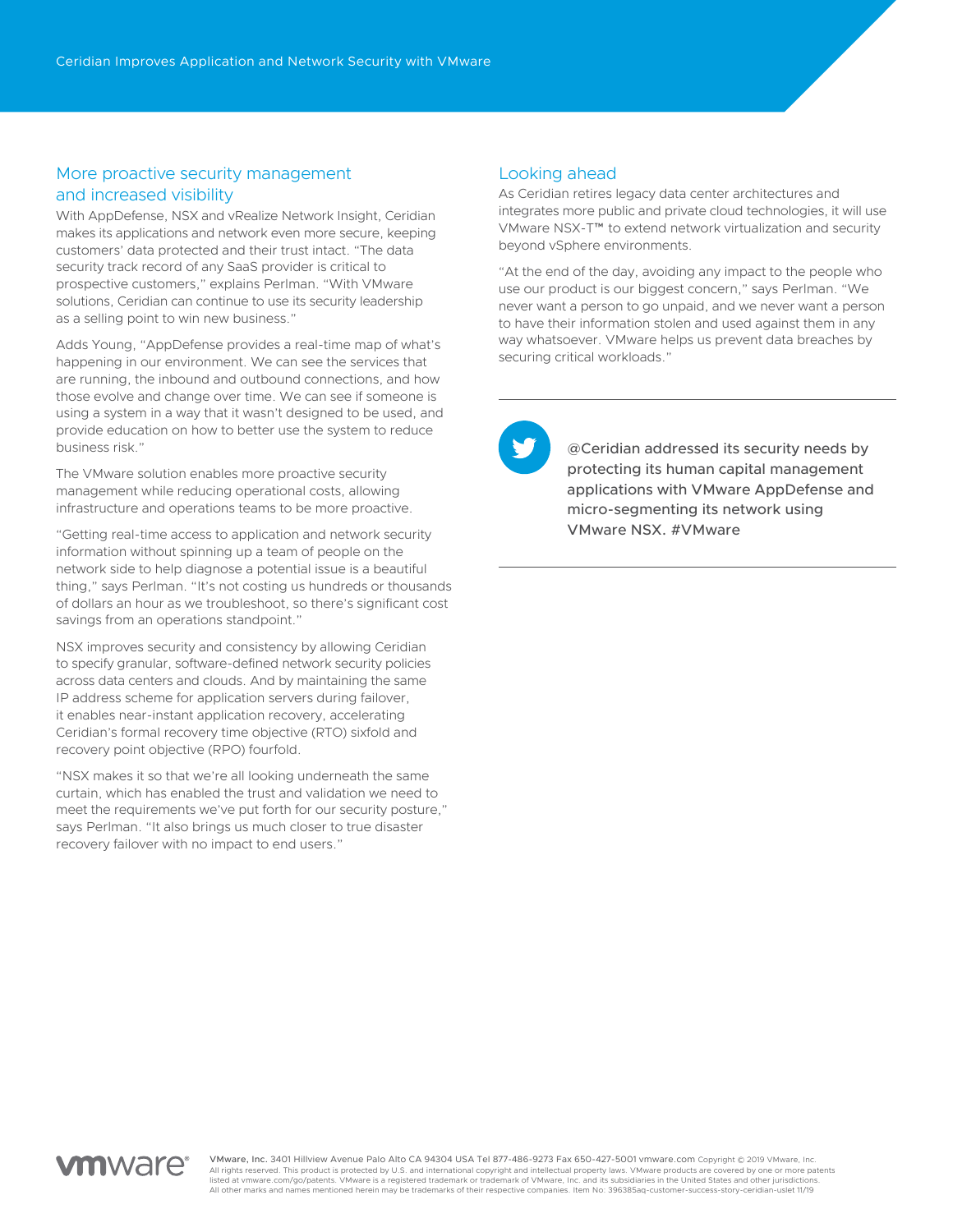## More proactive security management and increased visibility

With AppDefense, NSX and vRealize Network Insight, Ceridian makes its applications and network even more secure, keeping customers' data protected and their trust intact. "The data security track record of any SaaS provider is critical to prospective customers," explains Perlman. "With VMware solutions, Ceridian can continue to use its security leadership as a selling point to win new business."

Adds Young, "AppDefense provides a real-time map of what's happening in our environment. We can see the services that are running, the inbound and outbound connections, and how those evolve and change over time. We can see if someone is using a system in a way that it wasn't designed to be used, and provide education on how to better use the system to reduce business risk."

The VMware solution enables more proactive security management while reducing operational costs, allowing infrastructure and operations teams to be more proactive.

"Getting real-time access to application and network security information without spinning up a team of people on the network side to help diagnose a potential issue is a beautiful thing," says Perlman. "It's not costing us hundreds or thousands of dollars an hour as we troubleshoot, so there's significant cost savings from an operations standpoint."

NSX improves security and consistency by allowing Ceridian to specify granular, software-defined network security policies across data centers and clouds. And by maintaining the same IP address scheme for application servers during failover, it enables near-instant application recovery, accelerating Ceridian's formal recovery time objective (RTO) sixfold and recovery point objective (RPO) fourfold.

"NSX makes it so that we're all looking underneath the same curtain, which has enabled the trust and validation we need to meet the requirements we've put forth for our security posture," says Perlman. "It also brings us much closer to true disaster recovery failover with no impact to end users."

## Looking ahead

As Ceridian retires legacy data center architectures and integrates more public and private cloud technologies, it will use VMware NSX-T™ to extend network virtualization and security beyond vSphere environments.

"At the end of the day, avoiding any impact to the people who use our product is our biggest concern," says Perlman. "We never want a person to go unpaid, and we never want a person to have their information stolen and used against them in any way whatsoever. VMware helps us prevent data breaches by securing critical workloads."

---

@Ceridian addressed its security needs by protecting its human capital management applications with VMware AppDefense and micro-segmenting its network using VMware NSX. #VMware

---

VMware, Inc. 3401 Hillview Avenue Palo Alto CA 94304 USA Tel 877-486-9273 Fax 650-427-5001 vmware.com Copyright © 2019 VMware, Inc. All rights reserved. This product is protected by U.S. and international copyright and intellectual property laws. VMware products are covered by one or more patents listed at vmware.com/go/patents. VMware is a registered trademark or trademark of VMware, Inc. and its subsidiaries in the United States and other jurisdictions. All other marks and names mentioned herein may be trademarks of their respective companies. Item No: 396385aq-customer-success-story-ceridian-uslet 11/19